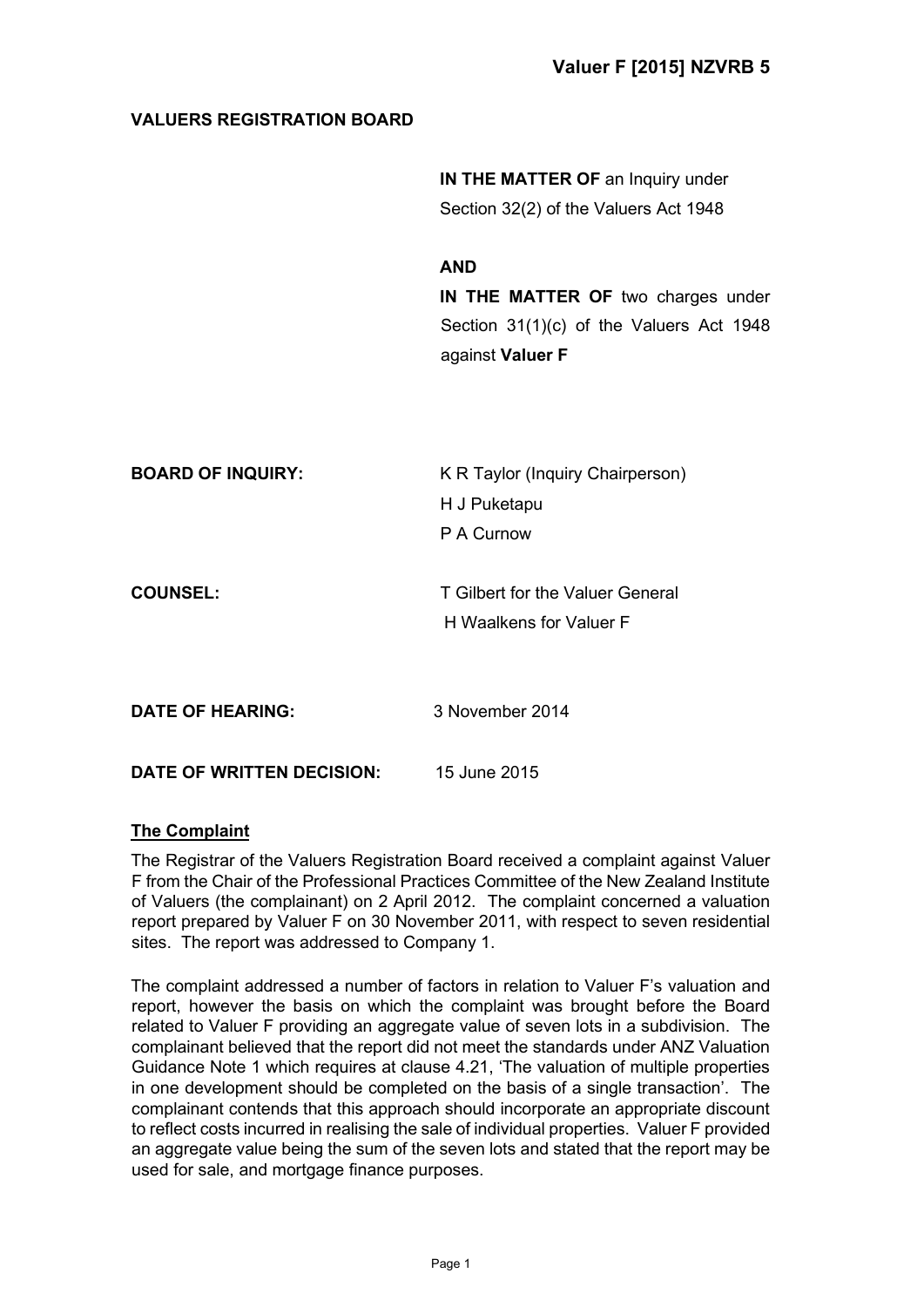**Valuer F [2015] NZVRB 5**

**VALUERS REGISTRATION BOARD**

**IN THE MATTER OF** an Inquiry under Section 32(2) of the Valuers Act 1948

**AND**

**IN THE MATTER OF** two charges under Section 31(1)(c) of the Valuers Act 1948 against **Valuer F**

| | |
|---|---|
| **BOARD OF INQUIRY:** | K R Taylor (Inquiry Chairperson)<br>H J Puketapu<br>P A Curnow |
| **COUNSEL:** | T Gilbert for the Valuer General<br>H Waalkens for Valuer F |
| **DATE OF HEARING:** | 3 November 2014 |
| **DATE OF WRITTEN DECISION:** | 15 June 2015 |

## The Complaint

The Registrar of the Valuers Registration Board received a complaint against Valuer F from the Chair of the Professional Practices Committee of the New Zealand Institute of Valuers (the complainant) on 2 April 2012. The complaint concerned a valuation report prepared by Valuer F on 30 November 2011, with respect to seven residential sites. The report was addressed to Company 1.

The complaint addressed a number of factors in relation to Valuer F's valuation and report, however the basis on which the complaint was brought before the Board related to Valuer F providing an aggregate value of seven lots in a subdivision. The complainant believed that the report did not meet the standards under ANZ Valuation Guidance Note 1 which requires at clause 4.21, 'The valuation of multiple properties in one development should be completed on the basis of a single transaction'. The complainant contends that this approach should incorporate an appropriate discount to reflect costs incurred in realising the sale of individual properties. Valuer F provided an aggregate value being the sum of the seven lots and stated that the report may be used for sale, and mortgage finance purposes.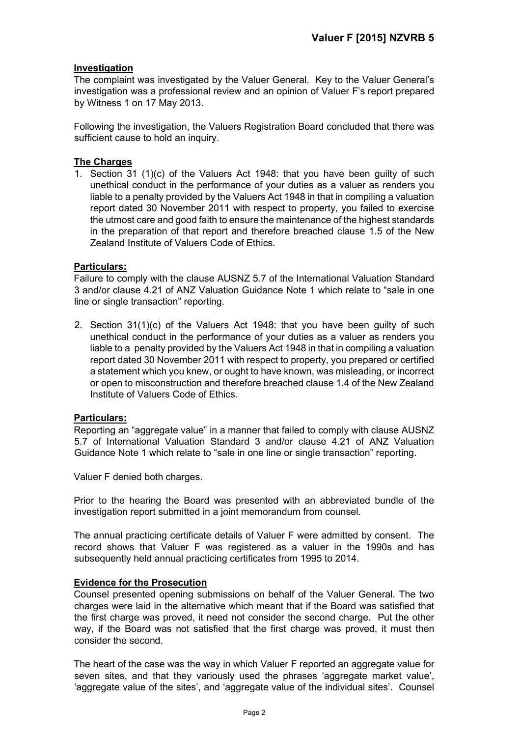### Investigation

The complaint was investigated by the Valuer General. Key to the Valuer General's investigation was a professional review and an opinion of Valuer F's report prepared by Witness 1 on 17 May 2013.

Following the investigation, the Valuers Registration Board concluded that there was sufficient cause to hold an inquiry.

### The Charges

1. Section 31 (1)(c) of the Valuers Act 1948: that you have been guilty of such unethical conduct in the performance of your duties as a valuer as renders you liable to a penalty provided by the Valuers Act 1948 in that in compiling a valuation report dated 30 November 2011 with respect to property, you failed to exercise the utmost care and good faith to ensure the maintenance of the highest standards in the preparation of that report and therefore breached clause 1.5 of the New Zealand Institute of Valuers Code of Ethics.

### Particulars:

Failure to comply with the clause AUSNZ 5.7 of the International Valuation Standard 3 and/or clause 4.21 of ANZ Valuation Guidance Note 1 which relate to "sale in one line or single transaction" reporting.

2. Section 31(1)(c) of the Valuers Act 1948: that you have been guilty of such unethical conduct in the performance of your duties as a valuer as renders you liable to a penalty provided by the Valuers Act 1948 in that in compiling a valuation report dated 30 November 2011 with respect to property, you prepared or certified a statement which you knew, or ought to have known, was misleading, or incorrect or open to misconstruction and therefore breached clause 1.4 of the New Zealand Institute of Valuers Code of Ethics.

### Particulars:

Reporting an "aggregate value" in a manner that failed to comply with clause AUSNZ 5.7 of International Valuation Standard 3 and/or clause 4.21 of ANZ Valuation Guidance Note 1 which relate to "sale in one line or single transaction" reporting.

Valuer F denied both charges.

Prior to the hearing the Board was presented with an abbreviated bundle of the investigation report submitted in a joint memorandum from counsel.

The annual practicing certificate details of Valuer F were admitted by consent. The record shows that Valuer F was registered as a valuer in the 1990s and has subsequently held annual practicing certificates from 1995 to 2014.

### Evidence for the Prosecution

Counsel presented opening submissions on behalf of the Valuer General. The two charges were laid in the alternative which meant that if the Board was satisfied that the first charge was proved, it need not consider the second charge. Put the other way, if the Board was not satisfied that the first charge was proved, it must then consider the second.

The heart of the case was the way in which Valuer F reported an aggregate value for seven sites, and that they variously used the phrases 'aggregate market value', 'aggregate value of the sites', and 'aggregate value of the individual sites'. Counsel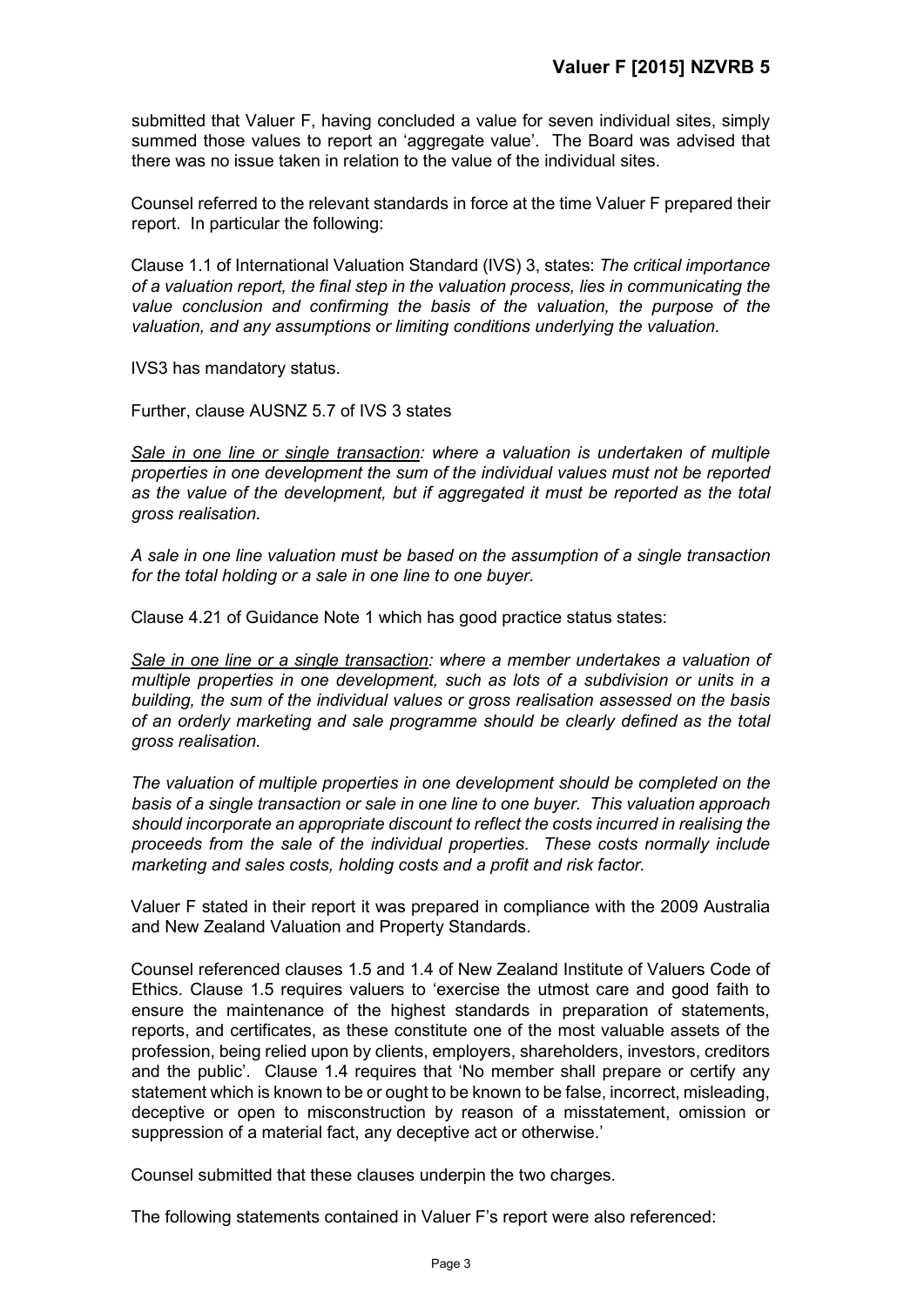submitted that Valuer F, having concluded a value for seven individual sites, simply summed those values to report an 'aggregate value'. The Board was advised that there was no issue taken in relation to the value of the individual sites.

Counsel referred to the relevant standards in force at the time Valuer F prepared their report. In particular the following:

Clause 1.1 of International Valuation Standard (IVS) 3, states: *The critical importance of a valuation report, the final step in the valuation process, lies in communicating the value conclusion and confirming the basis of the valuation, the purpose of the valuation, and any assumptions or limiting conditions underlying the valuation.*

IVS3 has mandatory status.

Further, clause AUSNZ 5.7 of IVS 3 states

*Sale in one line or single transaction: where a valuation is undertaken of multiple properties in one development the sum of the individual values must not be reported as the value of the development, but if aggregated it must be reported as the total gross realisation.*

*A sale in one line valuation must be based on the assumption of a single transaction for the total holding or a sale in one line to one buyer.*

Clause 4.21 of Guidance Note 1 which has good practice status states:

*Sale in one line or a single transaction: where a member undertakes a valuation of multiple properties in one development, such as lots of a subdivision or units in a building, the sum of the individual values or gross realisation assessed on the basis of an orderly marketing and sale programme should be clearly defined as the total gross realisation.*

*The valuation of multiple properties in one development should be completed on the basis of a single transaction or sale in one line to one buyer. This valuation approach should incorporate an appropriate discount to reflect the costs incurred in realising the proceeds from the sale of the individual properties. These costs normally include marketing and sales costs, holding costs and a profit and risk factor.*

Valuer F stated in their report it was prepared in compliance with the 2009 Australia and New Zealand Valuation and Property Standards.

Counsel referenced clauses 1.5 and 1.4 of New Zealand Institute of Valuers Code of Ethics. Clause 1.5 requires valuers to 'exercise the utmost care and good faith to ensure the maintenance of the highest standards in preparation of statements, reports, and certificates, as these constitute one of the most valuable assets of the profession, being relied upon by clients, employers, shareholders, investors, creditors and the public'. Clause 1.4 requires that 'No member shall prepare or certify any statement which is known to be or ought to be known to be false, incorrect, misleading, deceptive or open to misconstruction by reason of a misstatement, omission or suppression of a material fact, any deceptive act or otherwise.'

Counsel submitted that these clauses underpin the two charges.

The following statements contained in Valuer F's report were also referenced: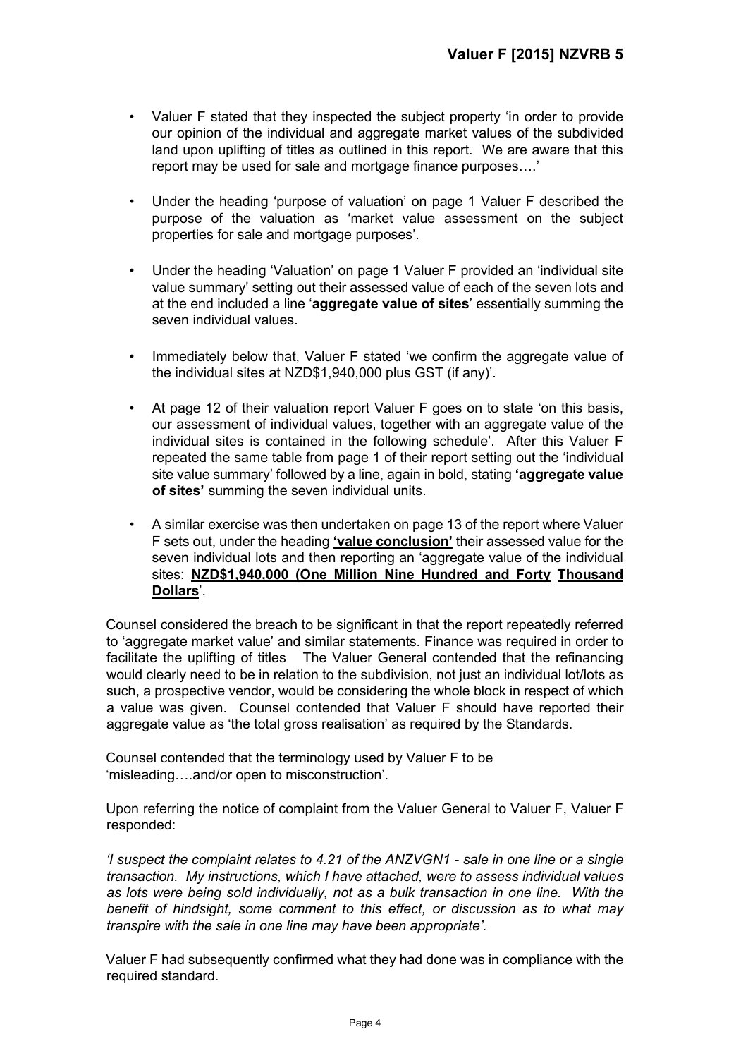- Valuer F stated that they inspected the subject property 'in order to provide our opinion of the individual and <u>aggregate market</u> values of the subdivided land upon uplifting of titles as outlined in this report. We are aware that this report may be used for sale and mortgage finance purposes….'

- Under the heading 'purpose of valuation' on page 1 Valuer F described the purpose of the valuation as 'market value assessment on the subject properties for sale and mortgage purposes'.

- Under the heading 'Valuation' on page 1 Valuer F provided an 'individual site value summary' setting out their assessed value of each of the seven lots and at the end included a line '**aggregate value of sites**' essentially summing the seven individual values.

- Immediately below that, Valuer F stated 'we confirm the aggregate value of the individual sites at NZD$1,940,000 plus GST (if any)'.

- At page 12 of their valuation report Valuer F goes on to state 'on this basis, our assessment of individual values, together with an aggregate value of the individual sites is contained in the following schedule'. After this Valuer F repeated the same table from page 1 of their report setting out the 'individual site value summary' followed by a line, again in bold, stating **'aggregate value of sites'** summing the seven individual units.

- A similar exercise was then undertaken on page 13 of the report where Valuer F sets out, under the heading **<u>'value conclusion'</u>** their assessed value for the seven individual lots and then reporting an 'aggregate value of the individual sites: **<u>NZD$1,940,000 (One Million Nine Hundred and Forty Thousand Dollars</u>**'.

Counsel considered the breach to be significant in that the report repeatedly referred to 'aggregate market value' and similar statements. Finance was required in order to facilitate the uplifting of titles The Valuer General contended that the refinancing would clearly need to be in relation to the subdivision, not just an individual lot/lots as such, a prospective vendor, would be considering the whole block in respect of which a value was given. Counsel contended that Valuer F should have reported their aggregate value as 'the total gross realisation' as required by the Standards.

Counsel contended that the terminology used by Valuer F to be 'misleading….and/or open to misconstruction'.

Upon referring the notice of complaint from the Valuer General to Valuer F, Valuer F responded:

*'I suspect the complaint relates to 4.21 of the ANZVGN1 - sale in one line or a single transaction. My instructions, which I have attached, were to assess individual values as lots were being sold individually, not as a bulk transaction in one line. With the benefit of hindsight, some comment to this effect, or discussion as to what may transpire with the sale in one line may have been appropriate'.*

Valuer F had subsequently confirmed what they had done was in compliance with the required standard.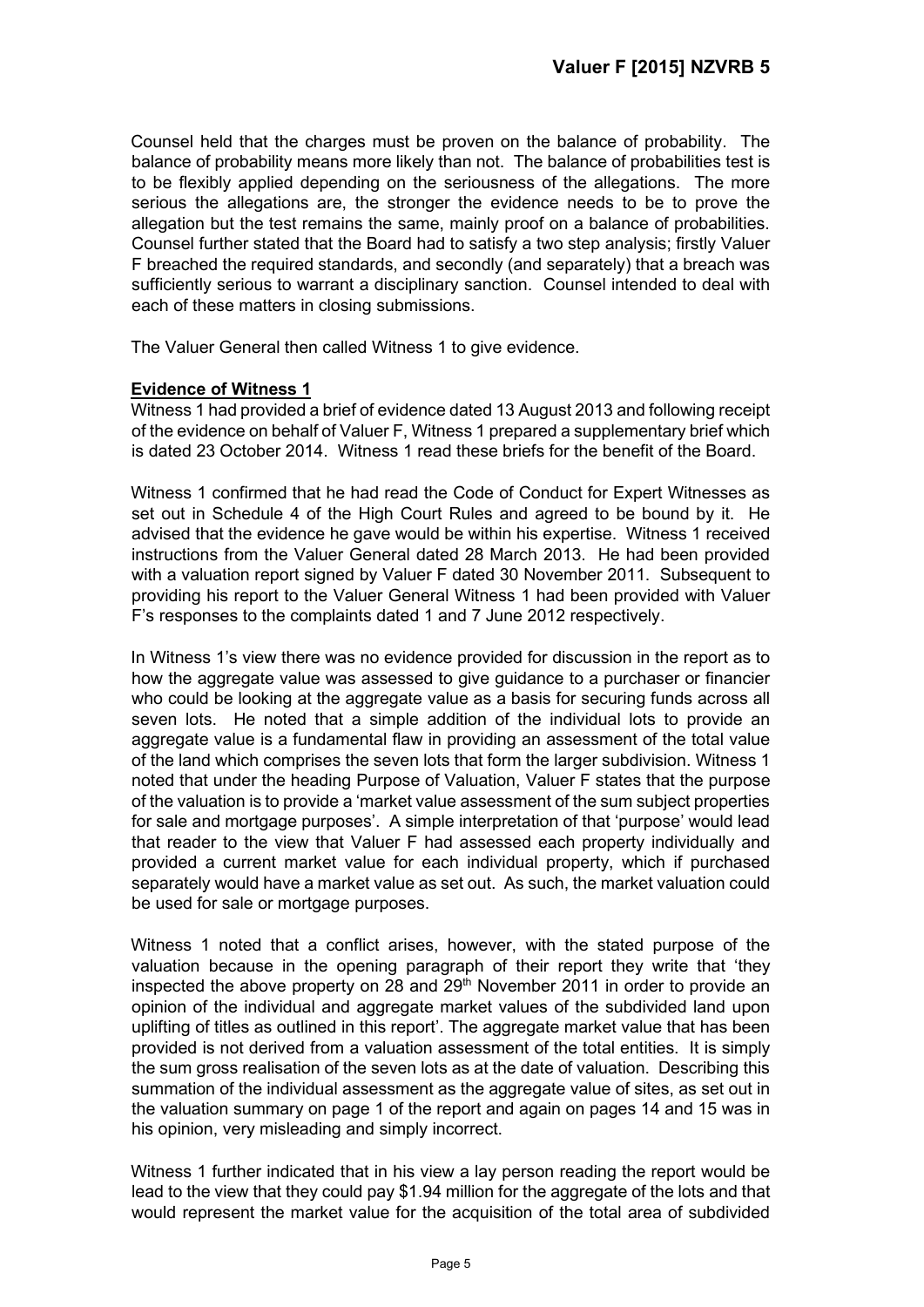Counsel held that the charges must be proven on the balance of probability. The balance of probability means more likely than not. The balance of probabilities test is to be flexibly applied depending on the seriousness of the allegations. The more serious the allegations are, the stronger the evidence needs to be to prove the allegation but the test remains the same, mainly proof on a balance of probabilities. Counsel further stated that the Board had to satisfy a two step analysis; firstly Valuer F breached the required standards, and secondly (and separately) that a breach was sufficiently serious to warrant a disciplinary sanction. Counsel intended to deal with each of these matters in closing submissions.

The Valuer General then called Witness 1 to give evidence.

**Evidence of Witness 1**

Witness 1 had provided a brief of evidence dated 13 August 2013 and following receipt of the evidence on behalf of Valuer F, Witness 1 prepared a supplementary brief which is dated 23 October 2014. Witness 1 read these briefs for the benefit of the Board.

Witness 1 confirmed that he had read the Code of Conduct for Expert Witnesses as set out in Schedule 4 of the High Court Rules and agreed to be bound by it. He advised that the evidence he gave would be within his expertise. Witness 1 received instructions from the Valuer General dated 28 March 2013. He had been provided with a valuation report signed by Valuer F dated 30 November 2011. Subsequent to providing his report to the Valuer General Witness 1 had been provided with Valuer F's responses to the complaints dated 1 and 7 June 2012 respectively.

In Witness 1's view there was no evidence provided for discussion in the report as to how the aggregate value was assessed to give guidance to a purchaser or financier who could be looking at the aggregate value as a basis for securing funds across all seven lots. He noted that a simple addition of the individual lots to provide an aggregate value is a fundamental flaw in providing an assessment of the total value of the land which comprises the seven lots that form the larger subdivision. Witness 1 noted that under the heading Purpose of Valuation, Valuer F states that the purpose of the valuation is to provide a 'market value assessment of the sum subject properties for sale and mortgage purposes'. A simple interpretation of that 'purpose' would lead that reader to the view that Valuer F had assessed each property individually and provided a current market value for each individual property, which if purchased separately would have a market value as set out. As such, the market valuation could be used for sale or mortgage purposes.

Witness 1 noted that a conflict arises, however, with the stated purpose of the valuation because in the opening paragraph of their report they write that 'they inspected the above property on 28 and 29th November 2011 in order to provide an opinion of the individual and aggregate market values of the subdivided land upon uplifting of titles as outlined in this report'. The aggregate market value that has been provided is not derived from a valuation assessment of the total entities. It is simply the sum gross realisation of the seven lots as at the date of valuation. Describing this summation of the individual assessment as the aggregate value of sites, as set out in the valuation summary on page 1 of the report and again on pages 14 and 15 was in his opinion, very misleading and simply incorrect.

Witness 1 further indicated that in his view a lay person reading the report would be lead to the view that they could pay $1.94 million for the aggregate of the lots and that would represent the market value for the acquisition of the total area of subdivided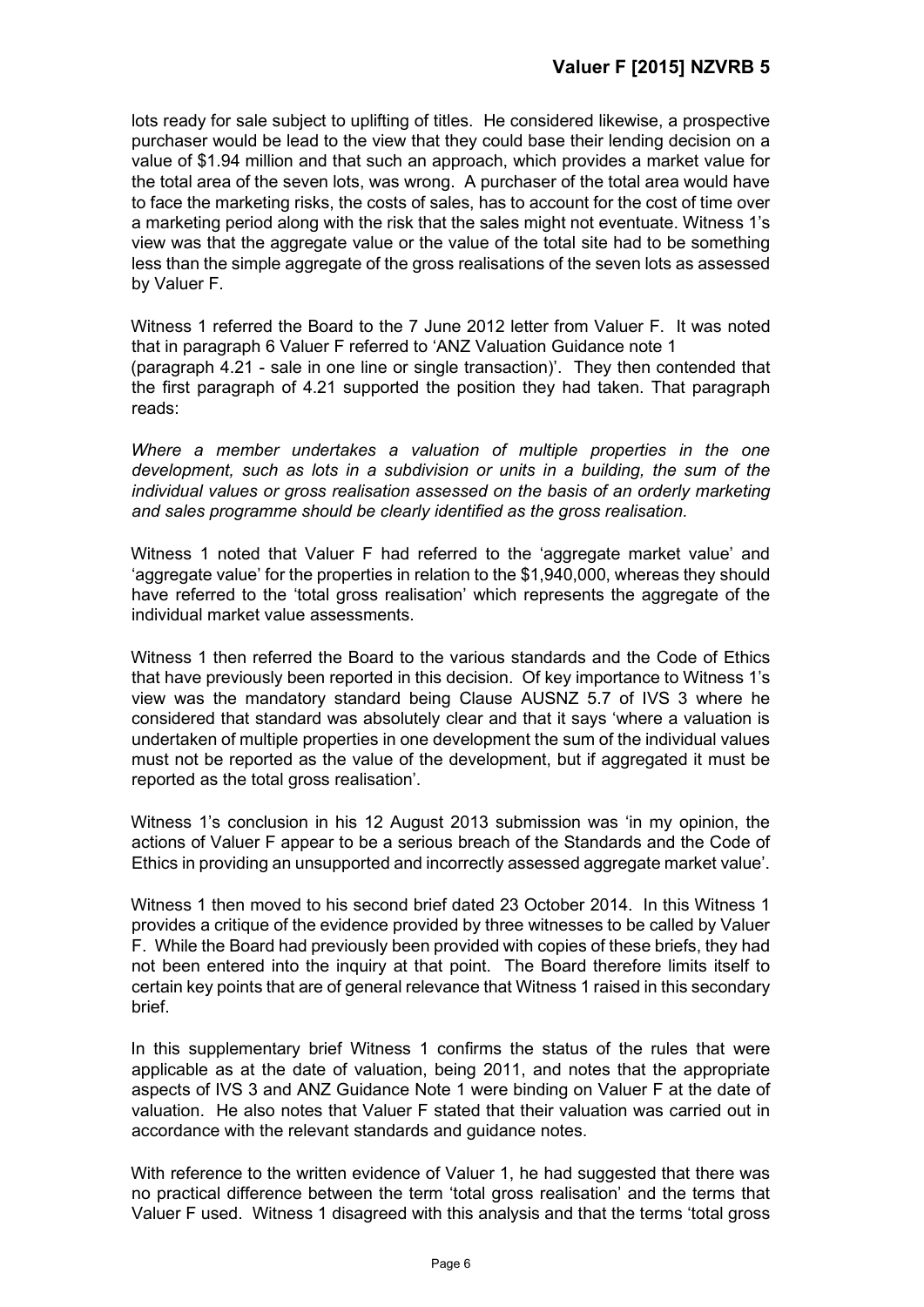lots ready for sale subject to uplifting of titles. He considered likewise, a prospective purchaser would be lead to the view that they could base their lending decision on a value of $1.94 million and that such an approach, which provides a market value for the total area of the seven lots, was wrong. A purchaser of the total area would have to face the marketing risks, the costs of sales, has to account for the cost of time over a marketing period along with the risk that the sales might not eventuate. Witness 1's view was that the aggregate value or the value of the total site had to be something less than the simple aggregate of the gross realisations of the seven lots as assessed by Valuer F.

Witness 1 referred the Board to the 7 June 2012 letter from Valuer F. It was noted that in paragraph 6 Valuer F referred to 'ANZ Valuation Guidance note 1 (paragraph 4.21 - sale in one line or single transaction)'. They then contended that the first paragraph of 4.21 supported the position they had taken. That paragraph reads:

*Where a member undertakes a valuation of multiple properties in the one development, such as lots in a subdivision or units in a building, the sum of the individual values or gross realisation assessed on the basis of an orderly marketing and sales programme should be clearly identified as the gross realisation.*

Witness 1 noted that Valuer F had referred to the 'aggregate market value' and 'aggregate value' for the properties in relation to the $1,940,000, whereas they should have referred to the 'total gross realisation' which represents the aggregate of the individual market value assessments.

Witness 1 then referred the Board to the various standards and the Code of Ethics that have previously been reported in this decision. Of key importance to Witness 1's view was the mandatory standard being Clause AUSNZ 5.7 of IVS 3 where he considered that standard was absolutely clear and that it says 'where a valuation is undertaken of multiple properties in one development the sum of the individual values must not be reported as the value of the development, but if aggregated it must be reported as the total gross realisation'.

Witness 1's conclusion in his 12 August 2013 submission was 'in my opinion, the actions of Valuer F appear to be a serious breach of the Standards and the Code of Ethics in providing an unsupported and incorrectly assessed aggregate market value'.

Witness 1 then moved to his second brief dated 23 October 2014. In this Witness 1 provides a critique of the evidence provided by three witnesses to be called by Valuer F. While the Board had previously been provided with copies of these briefs, they had not been entered into the inquiry at that point. The Board therefore limits itself to certain key points that are of general relevance that Witness 1 raised in this secondary brief.

In this supplementary brief Witness 1 confirms the status of the rules that were applicable as at the date of valuation, being 2011, and notes that the appropriate aspects of IVS 3 and ANZ Guidance Note 1 were binding on Valuer F at the date of valuation. He also notes that Valuer F stated that their valuation was carried out in accordance with the relevant standards and guidance notes.

With reference to the written evidence of Valuer 1, he had suggested that there was no practical difference between the term 'total gross realisation' and the terms that Valuer F used. Witness 1 disagreed with this analysis and that the terms 'total gross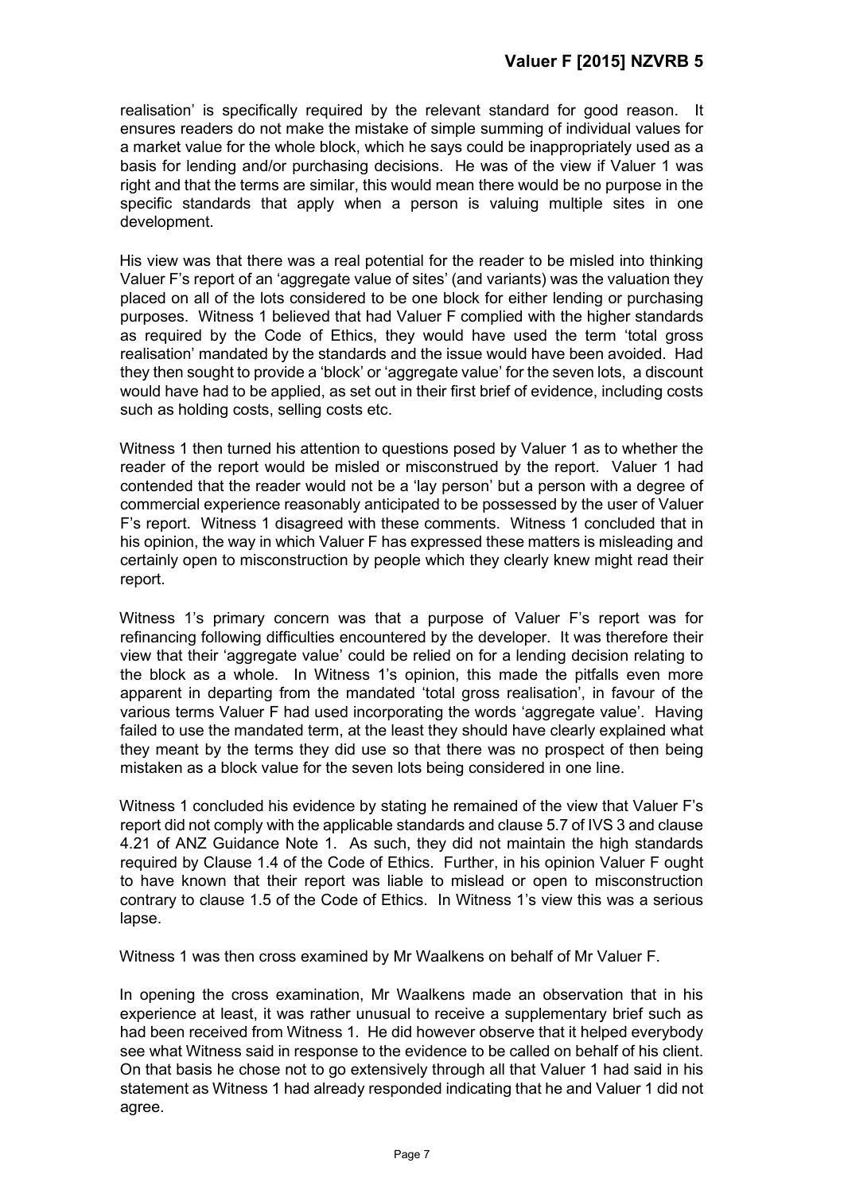realisation' is specifically required by the relevant standard for good reason. It ensures readers do not make the mistake of simple summing of individual values for a market value for the whole block, which he says could be inappropriately used as a basis for lending and/or purchasing decisions. He was of the view if Valuer 1 was right and that the terms are similar, this would mean there would be no purpose in the specific standards that apply when a person is valuing multiple sites in one development.

His view was that there was a real potential for the reader to be misled into thinking Valuer F's report of an 'aggregate value of sites' (and variants) was the valuation they placed on all of the lots considered to be one block for either lending or purchasing purposes. Witness 1 believed that had Valuer F complied with the higher standards as required by the Code of Ethics, they would have used the term 'total gross realisation' mandated by the standards and the issue would have been avoided. Had they then sought to provide a 'block' or 'aggregate value' for the seven lots, a discount would have had to be applied, as set out in their first brief of evidence, including costs such as holding costs, selling costs etc.

Witness 1 then turned his attention to questions posed by Valuer 1 as to whether the reader of the report would be misled or misconstrued by the report. Valuer 1 had contended that the reader would not be a 'lay person' but a person with a degree of commercial experience reasonably anticipated to be possessed by the user of Valuer F's report. Witness 1 disagreed with these comments. Witness 1 concluded that in his opinion, the way in which Valuer F has expressed these matters is misleading and certainly open to misconstruction by people which they clearly knew might read their report.

Witness 1's primary concern was that a purpose of Valuer F's report was for refinancing following difficulties encountered by the developer. It was therefore their view that their 'aggregate value' could be relied on for a lending decision relating to the block as a whole. In Witness 1's opinion, this made the pitfalls even more apparent in departing from the mandated 'total gross realisation', in favour of the various terms Valuer F had used incorporating the words 'aggregate value'. Having failed to use the mandated term, at the least they should have clearly explained what they meant by the terms they did use so that there was no prospect of then being mistaken as a block value for the seven lots being considered in one line.

Witness 1 concluded his evidence by stating he remained of the view that Valuer F's report did not comply with the applicable standards and clause 5.7 of IVS 3 and clause 4.21 of ANZ Guidance Note 1. As such, they did not maintain the high standards required by Clause 1.4 of the Code of Ethics. Further, in his opinion Valuer F ought to have known that their report was liable to mislead or open to misconstruction contrary to clause 1.5 of the Code of Ethics. In Witness 1's view this was a serious lapse.

Witness 1 was then cross examined by Mr Waalkens on behalf of Mr Valuer F.

In opening the cross examination, Mr Waalkens made an observation that in his experience at least, it was rather unusual to receive a supplementary brief such as had been received from Witness 1. He did however observe that it helped everybody see what Witness said in response to the evidence to be called on behalf of his client. On that basis he chose not to go extensively through all that Valuer 1 had said in his statement as Witness 1 had already responded indicating that he and Valuer 1 did not agree.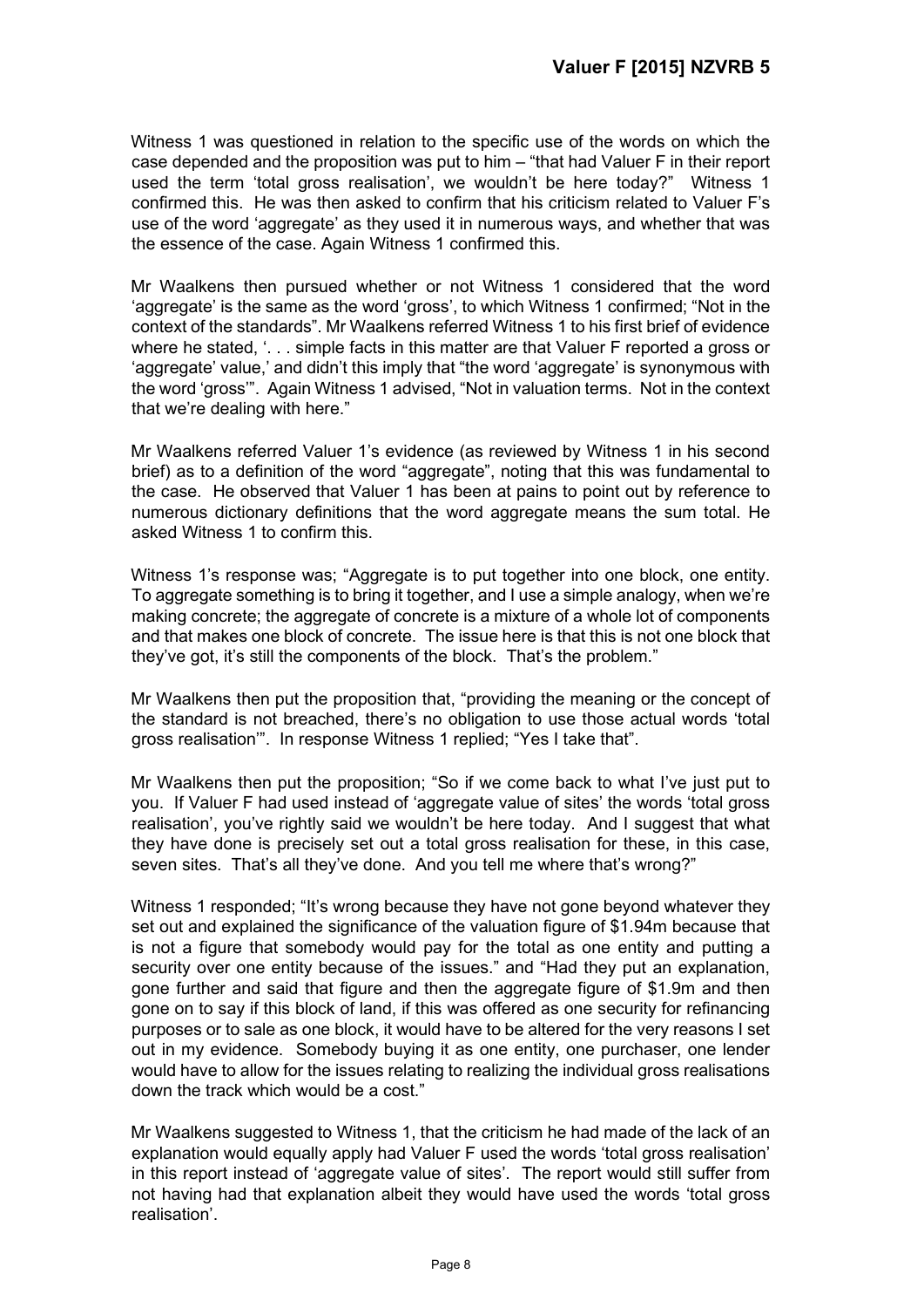Witness 1 was questioned in relation to the specific use of the words on which the case depended and the proposition was put to him – "that had Valuer F in their report used the term 'total gross realisation', we wouldn't be here today?" Witness 1 confirmed this. He was then asked to confirm that his criticism related to Valuer F's use of the word 'aggregate' as they used it in numerous ways, and whether that was the essence of the case. Again Witness 1 confirmed this.

Mr Waalkens then pursued whether or not Witness 1 considered that the word 'aggregate' is the same as the word 'gross', to which Witness 1 confirmed; "Not in the context of the standards". Mr Waalkens referred Witness 1 to his first brief of evidence where he stated, '. . . simple facts in this matter are that Valuer F reported a gross or 'aggregate' value,' and didn't this imply that "the word 'aggregate' is synonymous with the word 'gross'". Again Witness 1 advised, "Not in valuation terms. Not in the context that we're dealing with here."

Mr Waalkens referred Valuer 1's evidence (as reviewed by Witness 1 in his second brief) as to a definition of the word "aggregate", noting that this was fundamental to the case. He observed that Valuer 1 has been at pains to point out by reference to numerous dictionary definitions that the word aggregate means the sum total. He asked Witness 1 to confirm this.

Witness 1's response was; "Aggregate is to put together into one block, one entity. To aggregate something is to bring it together, and I use a simple analogy, when we're making concrete; the aggregate of concrete is a mixture of a whole lot of components and that makes one block of concrete. The issue here is that this is not one block that they've got, it's still the components of the block. That's the problem."

Mr Waalkens then put the proposition that, "providing the meaning or the concept of the standard is not breached, there's no obligation to use those actual words 'total gross realisation'". In response Witness 1 replied; "Yes I take that".

Mr Waalkens then put the proposition; "So if we come back to what I've just put to you. If Valuer F had used instead of 'aggregate value of sites' the words 'total gross realisation', you've rightly said we wouldn't be here today. And I suggest that what they have done is precisely set out a total gross realisation for these, in this case, seven sites. That's all they've done. And you tell me where that's wrong?"

Witness 1 responded; "It's wrong because they have not gone beyond whatever they set out and explained the significance of the valuation figure of $1.94m because that is not a figure that somebody would pay for the total as one entity and putting a security over one entity because of the issues." and "Had they put an explanation, gone further and said that figure and then the aggregate figure of $1.9m and then gone on to say if this block of land, if this was offered as one security for refinancing purposes or to sale as one block, it would have to be altered for the very reasons I set out in my evidence. Somebody buying it as one entity, one purchaser, one lender would have to allow for the issues relating to realizing the individual gross realisations down the track which would be a cost."

Mr Waalkens suggested to Witness 1, that the criticism he had made of the lack of an explanation would equally apply had Valuer F used the words 'total gross realisation' in this report instead of 'aggregate value of sites'. The report would still suffer from not having had that explanation albeit they would have used the words 'total gross realisation'.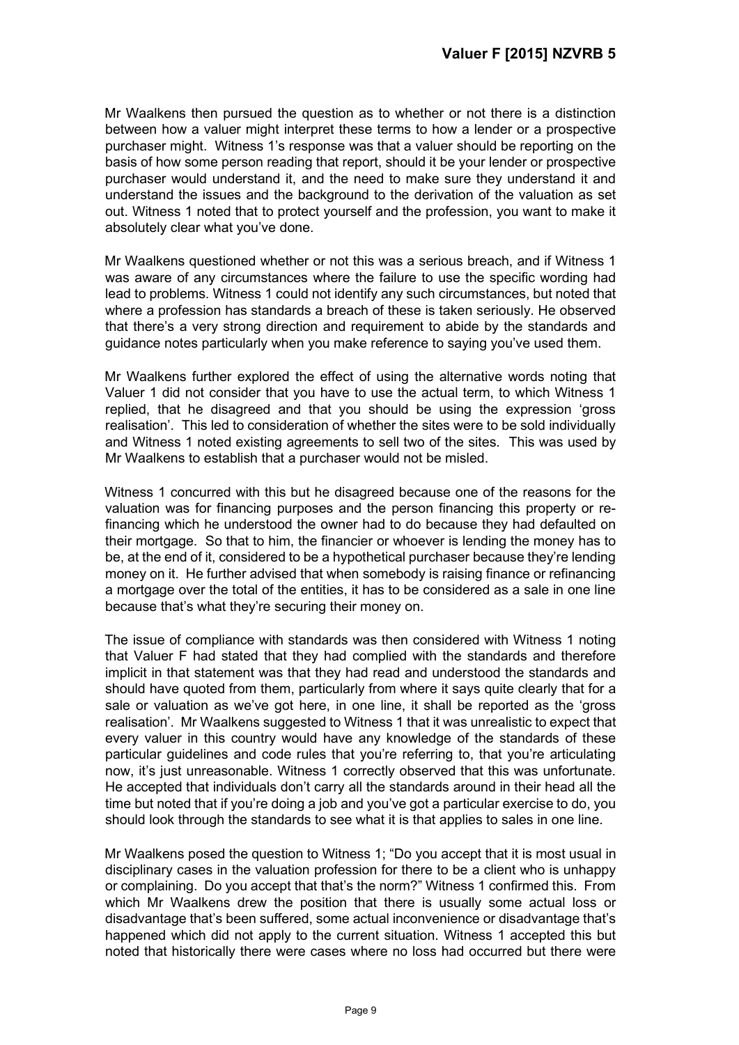Mr Waalkens then pursued the question as to whether or not there is a distinction between how a valuer might interpret these terms to how a lender or a prospective purchaser might. Witness 1's response was that a valuer should be reporting on the basis of how some person reading that report, should it be your lender or prospective purchaser would understand it, and the need to make sure they understand it and understand the issues and the background to the derivation of the valuation as set out. Witness 1 noted that to protect yourself and the profession, you want to make it absolutely clear what you've done.

Mr Waalkens questioned whether or not this was a serious breach, and if Witness 1 was aware of any circumstances where the failure to use the specific wording had lead to problems. Witness 1 could not identify any such circumstances, but noted that where a profession has standards a breach of these is taken seriously. He observed that there's a very strong direction and requirement to abide by the standards and guidance notes particularly when you make reference to saying you've used them.

Mr Waalkens further explored the effect of using the alternative words noting that Valuer 1 did not consider that you have to use the actual term, to which Witness 1 replied, that he disagreed and that you should be using the expression 'gross realisation'. This led to consideration of whether the sites were to be sold individually and Witness 1 noted existing agreements to sell two of the sites. This was used by Mr Waalkens to establish that a purchaser would not be misled.

Witness 1 concurred with this but he disagreed because one of the reasons for the valuation was for financing purposes and the person financing this property or re-financing which he understood the owner had to do because they had defaulted on their mortgage. So that to him, the financier or whoever is lending the money has to be, at the end of it, considered to be a hypothetical purchaser because they're lending money on it. He further advised that when somebody is raising finance or refinancing a mortgage over the total of the entities, it has to be considered as a sale in one line because that's what they're securing their money on.

The issue of compliance with standards was then considered with Witness 1 noting that Valuer F had stated that they had complied with the standards and therefore implicit in that statement was that they had read and understood the standards and should have quoted from them, particularly from where it says quite clearly that for a sale or valuation as we've got here, in one line, it shall be reported as the 'gross realisation'. Mr Waalkens suggested to Witness 1 that it was unrealistic to expect that every valuer in this country would have any knowledge of the standards of these particular guidelines and code rules that you're referring to, that you're articulating now, it's just unreasonable. Witness 1 correctly observed that this was unfortunate. He accepted that individuals don't carry all the standards around in their head all the time but noted that if you're doing a job and you've got a particular exercise to do, you should look through the standards to see what it is that applies to sales in one line.

Mr Waalkens posed the question to Witness 1; "Do you accept that it is most usual in disciplinary cases in the valuation profession for there to be a client who is unhappy or complaining. Do you accept that that's the norm?" Witness 1 confirmed this. From which Mr Waalkens drew the position that there is usually some actual loss or disadvantage that's been suffered, some actual inconvenience or disadvantage that's happened which did not apply to the current situation. Witness 1 accepted this but noted that historically there were cases where no loss had occurred but there were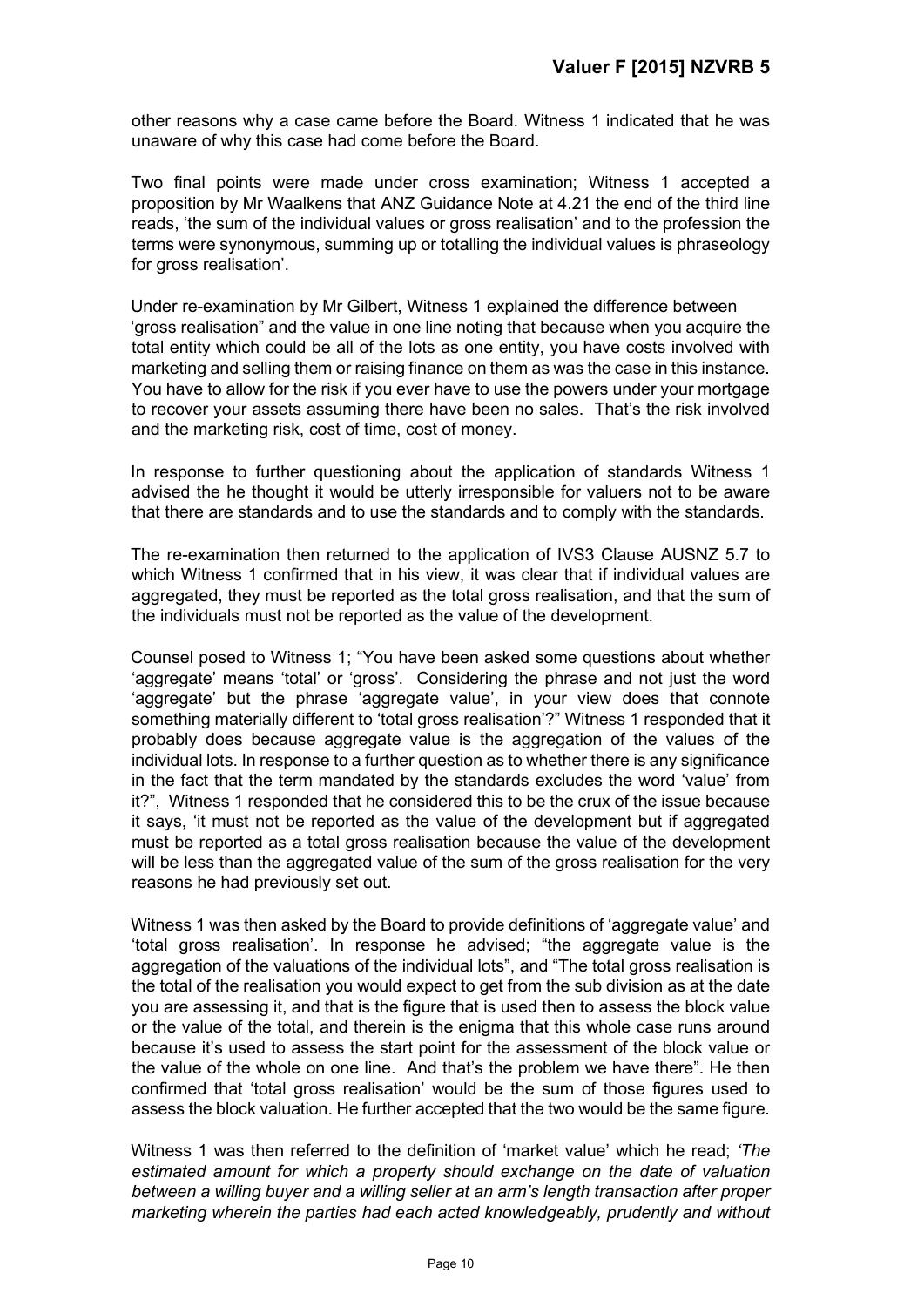other reasons why a case came before the Board. Witness 1 indicated that he was unaware of why this case had come before the Board.

Two final points were made under cross examination; Witness 1 accepted a proposition by Mr Waalkens that ANZ Guidance Note at 4.21 the end of the third line reads, 'the sum of the individual values or gross realisation' and to the profession the terms were synonymous, summing up or totalling the individual values is phraseology for gross realisation'.

Under re-examination by Mr Gilbert, Witness 1 explained the difference between 'gross realisation" and the value in one line noting that because when you acquire the total entity which could be all of the lots as one entity, you have costs involved with marketing and selling them or raising finance on them as was the case in this instance. You have to allow for the risk if you ever have to use the powers under your mortgage to recover your assets assuming there have been no sales. That's the risk involved and the marketing risk, cost of time, cost of money.

In response to further questioning about the application of standards Witness 1 advised the he thought it would be utterly irresponsible for valuers not to be aware that there are standards and to use the standards and to comply with the standards.

The re-examination then returned to the application of IVS3 Clause AUSNZ 5.7 to which Witness 1 confirmed that in his view, it was clear that if individual values are aggregated, they must be reported as the total gross realisation, and that the sum of the individuals must not be reported as the value of the development.

Counsel posed to Witness 1; "You have been asked some questions about whether 'aggregate' means 'total' or 'gross'. Considering the phrase and not just the word 'aggregate' but the phrase 'aggregate value', in your view does that connote something materially different to 'total gross realisation'?" Witness 1 responded that it probably does because aggregate value is the aggregation of the values of the individual lots. In response to a further question as to whether there is any significance in the fact that the term mandated by the standards excludes the word 'value' from it?", Witness 1 responded that he considered this to be the crux of the issue because it says, 'it must not be reported as the value of the development but if aggregated must be reported as a total gross realisation because the value of the development will be less than the aggregated value of the sum of the gross realisation for the very reasons he had previously set out.

Witness 1 was then asked by the Board to provide definitions of 'aggregate value' and 'total gross realisation'. In response he advised; "the aggregate value is the aggregation of the valuations of the individual lots", and "The total gross realisation is the total of the realisation you would expect to get from the sub division as at the date you are assessing it, and that is the figure that is used then to assess the block value or the value of the total, and therein is the enigma that this whole case runs around because it's used to assess the start point for the assessment of the block value or the value of the whole on one line. And that's the problem we have there". He then confirmed that 'total gross realisation' would be the sum of those figures used to assess the block valuation. He further accepted that the two would be the same figure.

Witness 1 was then referred to the definition of 'market value' which he read; *'The estimated amount for which a property should exchange on the date of valuation between a willing buyer and a willing seller at an arm's length transaction after proper marketing wherein the parties had each acted knowledgeably, prudently and without*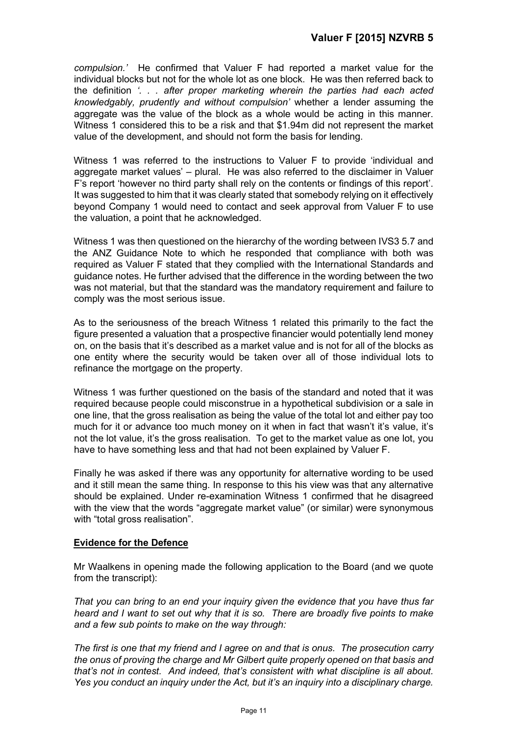*compulsion.'* He confirmed that Valuer F had reported a market value for the individual blocks but not for the whole lot as one block. He was then referred back to the definition *'. . . after proper marketing wherein the parties had each acted knowledgably, prudently and without compulsion'* whether a lender assuming the aggregate was the value of the block as a whole would be acting in this manner. Witness 1 considered this to be a risk and that $1.94m did not represent the market value of the development, and should not form the basis for lending.

Witness 1 was referred to the instructions to Valuer F to provide 'individual and aggregate market values' – plural. He was also referred to the disclaimer in Valuer F's report 'however no third party shall rely on the contents or findings of this report'. It was suggested to him that it was clearly stated that somebody relying on it effectively beyond Company 1 would need to contact and seek approval from Valuer F to use the valuation, a point that he acknowledged.

Witness 1 was then questioned on the hierarchy of the wording between IVS3 5.7 and the ANZ Guidance Note to which he responded that compliance with both was required as Valuer F stated that they complied with the International Standards and guidance notes. He further advised that the difference in the wording between the two was not material, but that the standard was the mandatory requirement and failure to comply was the most serious issue.

As to the seriousness of the breach Witness 1 related this primarily to the fact the figure presented a valuation that a prospective financier would potentially lend money on, on the basis that it's described as a market value and is not for all of the blocks as one entity where the security would be taken over all of those individual lots to refinance the mortgage on the property.

Witness 1 was further questioned on the basis of the standard and noted that it was required because people could misconstrue in a hypothetical subdivision or a sale in one line, that the gross realisation as being the value of the total lot and either pay too much for it or advance too much money on it when in fact that wasn't it's value, it's not the lot value, it's the gross realisation. To get to the market value as one lot, you have to have something less and that had not been explained by Valuer F.

Finally he was asked if there was any opportunity for alternative wording to be used and it still mean the same thing. In response to this his view was that any alternative should be explained. Under re-examination Witness 1 confirmed that he disagreed with the view that the words "aggregate market value" (or similar) were synonymous with "total gross realisation".

## Evidence for the Defence

Mr Waalkens in opening made the following application to the Board (and we quote from the transcript):

*That you can bring to an end your inquiry given the evidence that you have thus far heard and I want to set out why that it is so. There are broadly five points to make and a few sub points to make on the way through:*

*The first is one that my friend and I agree on and that is onus. The prosecution carry the onus of proving the charge and Mr Gilbert quite properly opened on that basis and that's not in contest. And indeed, that's consistent with what discipline is all about. Yes you conduct an inquiry under the Act, but it's an inquiry into a disciplinary charge.*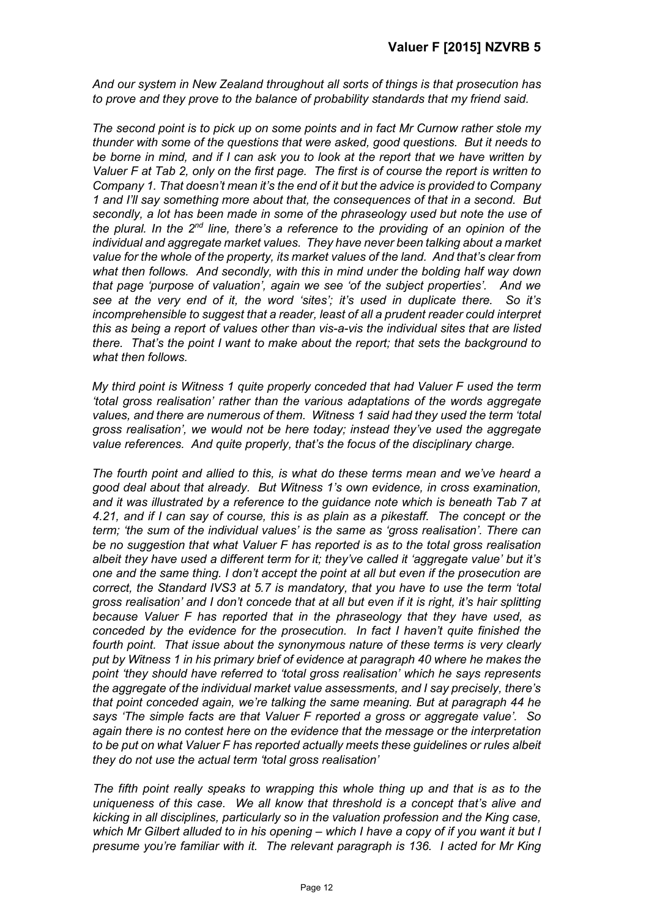*And our system in New Zealand throughout all sorts of things is that prosecution has to prove and they prove to the balance of probability standards that my friend said.*

*The second point is to pick up on some points and in fact Mr Curnow rather stole my thunder with some of the questions that were asked, good questions. But it needs to be borne in mind, and if I can ask you to look at the report that we have written by Valuer F at Tab 2, only on the first page. The first is of course the report is written to Company 1. That doesn't mean it's the end of it but the advice is provided to Company 1 and I'll say something more about that, the consequences of that in a second. But secondly, a lot has been made in some of the phraseology used but note the use of the plural. In the 2nd line, there's a reference to the providing of an opinion of the individual and aggregate market values. They have never been talking about a market value for the whole of the property, its market values of the land. And that's clear from what then follows. And secondly, with this in mind under the bolding half way down that page 'purpose of valuation', again we see 'of the subject properties'. And we see at the very end of it, the word 'sites'; it's used in duplicate there. So it's incomprehensible to suggest that a reader, least of all a prudent reader could interpret this as being a report of values other than vis-a-vis the individual sites that are listed there. That's the point I want to make about the report; that sets the background to what then follows.*

*My third point is Witness 1 quite properly conceded that had Valuer F used the term 'total gross realisation' rather than the various adaptations of the words aggregate values, and there are numerous of them. Witness 1 said had they used the term 'total gross realisation', we would not be here today; instead they've used the aggregate value references. And quite properly, that's the focus of the disciplinary charge.*

*The fourth point and allied to this, is what do these terms mean and we've heard a good deal about that already. But Witness 1's own evidence, in cross examination, and it was illustrated by a reference to the guidance note which is beneath Tab 7 at 4.21, and if I can say of course, this is as plain as a pikestaff. The concept or the term; 'the sum of the individual values' is the same as 'gross realisation'. There can be no suggestion that what Valuer F has reported is as to the total gross realisation albeit they have used a different term for it; they've called it 'aggregate value' but it's one and the same thing. I don't accept the point at all but even if the prosecution are correct, the Standard IVS3 at 5.7 is mandatory, that you have to use the term 'total gross realisation' and I don't concede that at all but even if it is right, it's hair splitting because Valuer F has reported that in the phraseology that they have used, as conceded by the evidence for the prosecution. In fact I haven't quite finished the fourth point. That issue about the synonymous nature of these terms is very clearly put by Witness 1 in his primary brief of evidence at paragraph 40 where he makes the point 'they should have referred to 'total gross realisation' which he says represents the aggregate of the individual market value assessments, and I say precisely, there's that point conceded again, we're talking the same meaning. But at paragraph 44 he says 'The simple facts are that Valuer F reported a gross or aggregate value'. So again there is no contest here on the evidence that the message or the interpretation to be put on what Valuer F has reported actually meets these guidelines or rules albeit they do not use the actual term 'total gross realisation'*

*The fifth point really speaks to wrapping this whole thing up and that is as to the uniqueness of this case. We all know that threshold is a concept that's alive and kicking in all disciplines, particularly so in the valuation profession and the King case, which Mr Gilbert alluded to in his opening – which I have a copy of if you want it but I presume you're familiar with it. The relevant paragraph is 136. I acted for Mr King*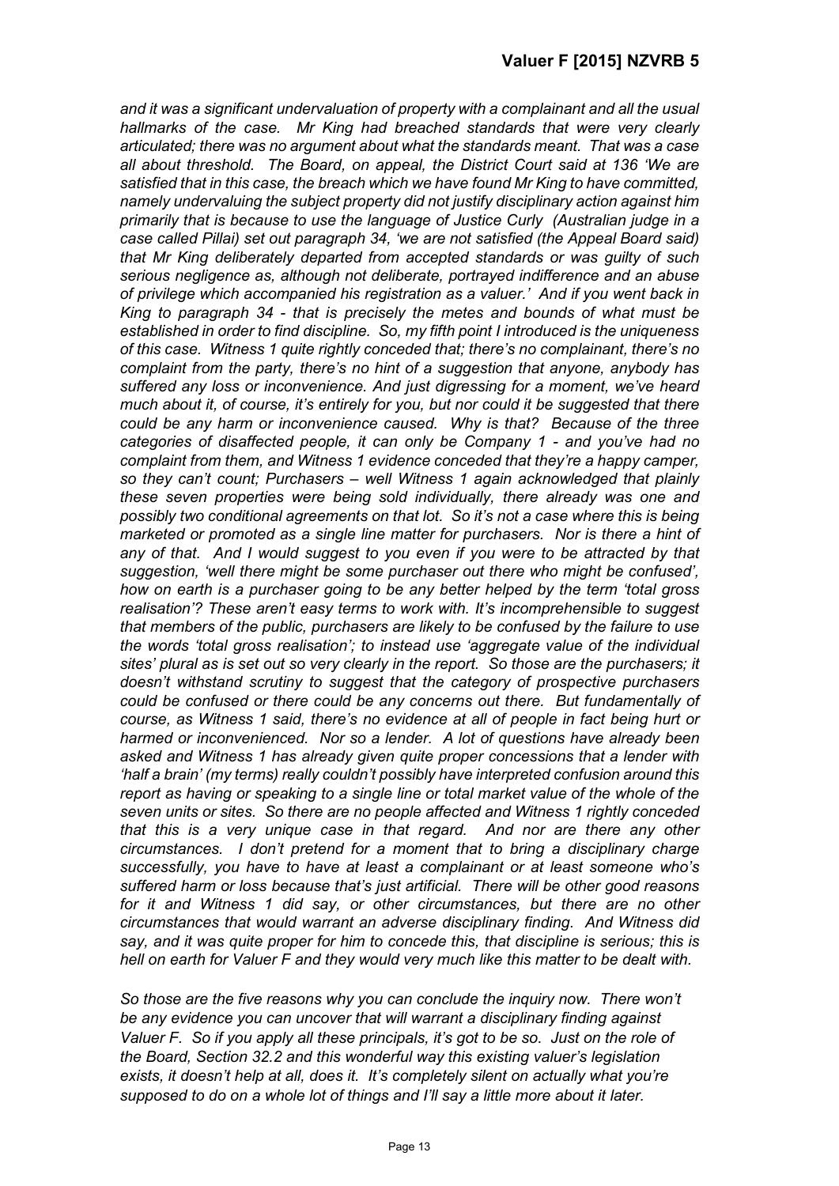*and it was a significant undervaluation of property with a complainant and all the usual hallmarks of the case. Mr King had breached standards that were very clearly articulated; there was no argument about what the standards meant. That was a case all about threshold. The Board, on appeal, the District Court said at 136 'We are satisfied that in this case, the breach which we have found Mr King to have committed, namely undervaluing the subject property did not justify disciplinary action against him primarily that is because to use the language of Justice Curly (Australian judge in a case called Pillai) set out paragraph 34, 'we are not satisfied (the Appeal Board said) that Mr King deliberately departed from accepted standards or was guilty of such serious negligence as, although not deliberate, portrayed indifference and an abuse of privilege which accompanied his registration as a valuer.' And if you went back in King to paragraph 34 - that is precisely the metes and bounds of what must be established in order to find discipline. So, my fifth point I introduced is the uniqueness of this case. Witness 1 quite rightly conceded that; there's no complainant, there's no complaint from the party, there's no hint of a suggestion that anyone, anybody has suffered any loss or inconvenience. And just digressing for a moment, we've heard much about it, of course, it's entirely for you, but nor could it be suggested that there could be any harm or inconvenience caused. Why is that? Because of the three categories of disaffected people, it can only be Company 1 - and you've had no complaint from them, and Witness 1 evidence conceded that they're a happy camper, so they can't count; Purchasers – well Witness 1 again acknowledged that plainly these seven properties were being sold individually, there already was one and possibly two conditional agreements on that lot. So it's not a case where this is being marketed or promoted as a single line matter for purchasers. Nor is there a hint of any of that. And I would suggest to you even if you were to be attracted by that suggestion, 'well there might be some purchaser out there who might be confused', how on earth is a purchaser going to be any better helped by the term 'total gross realisation'? These aren't easy terms to work with. It's incomprehensible to suggest that members of the public, purchasers are likely to be confused by the failure to use the words 'total gross realisation'; to instead use 'aggregate value of the individual sites' plural as is set out so very clearly in the report. So those are the purchasers; it doesn't withstand scrutiny to suggest that the category of prospective purchasers could be confused or there could be any concerns out there. But fundamentally of course, as Witness 1 said, there's no evidence at all of people in fact being hurt or harmed or inconvenienced. Nor so a lender. A lot of questions have already been asked and Witness 1 has already given quite proper concessions that a lender with 'half a brain' (my terms) really couldn't possibly have interpreted confusion around this report as having or speaking to a single line or total market value of the whole of the seven units or sites. So there are no people affected and Witness 1 rightly conceded that this is a very unique case in that regard. And nor are there any other circumstances. I don't pretend for a moment that to bring a disciplinary charge successfully, you have to have at least a complainant or at least someone who's suffered harm or loss because that's just artificial. There will be other good reasons for it and Witness 1 did say, or other circumstances, but there are no other circumstances that would warrant an adverse disciplinary finding. And Witness did say, and it was quite proper for him to concede this, that discipline is serious; this is hell on earth for Valuer F and they would very much like this matter to be dealt with.*

*So those are the five reasons why you can conclude the inquiry now. There won't be any evidence you can uncover that will warrant a disciplinary finding against Valuer F. So if you apply all these principals, it's got to be so. Just on the role of the Board, Section 32.2 and this wonderful way this existing valuer's legislation exists, it doesn't help at all, does it. It's completely silent on actually what you're supposed to do on a whole lot of things and I'll say a little more about it later.*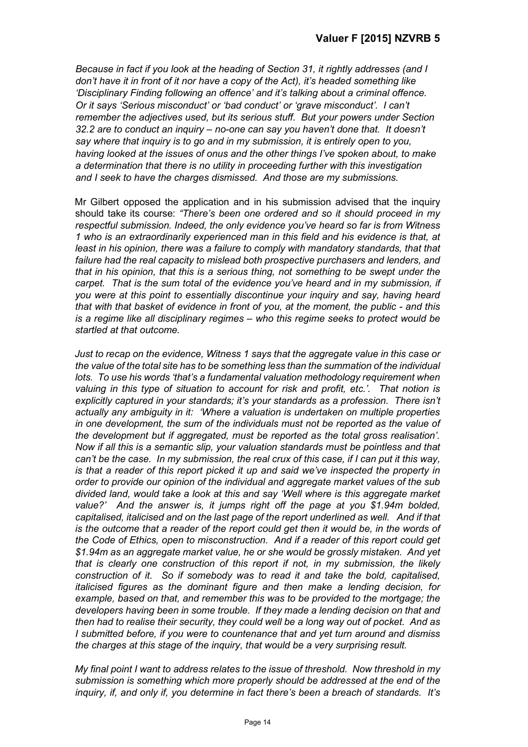*Because in fact if you look at the heading of Section 31, it rightly addresses (and I don't have it in front of it nor have a copy of the Act), it's headed something like 'Disciplinary Finding following an offence' and it's talking about a criminal offence. Or it says 'Serious misconduct' or 'bad conduct' or 'grave misconduct'. I can't remember the adjectives used, but its serious stuff. But your powers under Section 32.2 are to conduct an inquiry – no-one can say you haven't done that. It doesn't say where that inquiry is to go and in my submission, it is entirely open to you, having looked at the issues of onus and the other things I've spoken about, to make a determination that there is no utility in proceeding further with this investigation and I seek to have the charges dismissed. And those are my submissions.*

Mr Gilbert opposed the application and in his submission advised that the inquiry should take its course: *"There's been one ordered and so it should proceed in my respectful submission. Indeed, the only evidence you've heard so far is from Witness 1 who is an extraordinarily experienced man in this field and his evidence is that, at least in his opinion, there was a failure to comply with mandatory standards, that that failure had the real capacity to mislead both prospective purchasers and lenders, and that in his opinion, that this is a serious thing, not something to be swept under the carpet. That is the sum total of the evidence you've heard and in my submission, if you were at this point to essentially discontinue your inquiry and say, having heard that with that basket of evidence in front of you, at the moment, the public - and this is a regime like all disciplinary regimes – who this regime seeks to protect would be startled at that outcome.*

*Just to recap on the evidence, Witness 1 says that the aggregate value in this case or the value of the total site has to be something less than the summation of the individual lots. To use his words 'that's a fundamental valuation methodology requirement when valuing in this type of situation to account for risk and profit, etc.'. That notion is explicitly captured in your standards; it's your standards as a profession. There isn't actually any ambiguity in it: 'Where a valuation is undertaken on multiple properties in one development, the sum of the individuals must not be reported as the value of the development but if aggregated, must be reported as the total gross realisation'. Now if all this is a semantic slip, your valuation standards must be pointless and that can't be the case. In my submission, the real crux of this case, if I can put it this way, is that a reader of this report picked it up and said we've inspected the property in order to provide our opinion of the individual and aggregate market values of the sub divided land, would take a look at this and say 'Well where is this aggregate market value?' And the answer is, it jumps right off the page at you $1.94m bolded, capitalised, italicised and on the last page of the report underlined as well. And if that is the outcome that a reader of the report could get then it would be, in the words of the Code of Ethics, open to misconstruction. And if a reader of this report could get $1.94m as an aggregate market value, he or she would be grossly mistaken. And yet that is clearly one construction of this report if not, in my submission, the likely construction of it. So if somebody was to read it and take the bold, capitalised, italicised figures as the dominant figure and then make a lending decision, for example, based on that, and remember this was to be provided to the mortgage; the developers having been in some trouble. If they made a lending decision on that and then had to realise their security, they could well be a long way out of pocket. And as I submitted before, if you were to countenance that and yet turn around and dismiss the charges at this stage of the inquiry, that would be a very surprising result.*

*My final point I want to address relates to the issue of threshold. Now threshold in my submission is something which more properly should be addressed at the end of the inquiry, if, and only if, you determine in fact there's been a breach of standards. It's*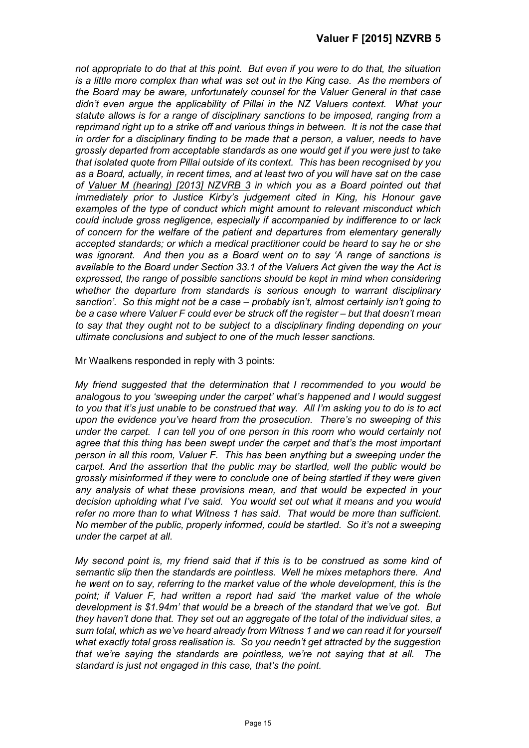*not appropriate to do that at this point. But even if you were to do that, the situation is a little more complex than what was set out in the King case. As the members of the Board may be aware, unfortunately counsel for the Valuer General in that case didn't even argue the applicability of Pillai in the NZ Valuers context. What your statute allows is for a range of disciplinary sanctions to be imposed, ranging from a reprimand right up to a strike off and various things in between. It is not the case that in order for a disciplinary finding to be made that a person, a valuer, needs to have grossly departed from acceptable standards as one would get if you were just to take that isolated quote from Pillai outside of its context. This has been recognised by you as a Board, actually, in recent times, and at least two of you will have sat on the case of Valuer M (hearing) [2013] NZVRB 3 in which you as a Board pointed out that immediately prior to Justice Kirby's judgement cited in King, his Honour gave examples of the type of conduct which might amount to relevant misconduct which could include gross negligence, especially if accompanied by indifference to or lack of concern for the welfare of the patient and departures from elementary generally accepted standards; or which a medical practitioner could be heard to say he or she was ignorant. And then you as a Board went on to say 'A range of sanctions is available to the Board under Section 33.1 of the Valuers Act given the way the Act is expressed, the range of possible sanctions should be kept in mind when considering whether the departure from standards is serious enough to warrant disciplinary sanction'. So this might not be a case – probably isn't, almost certainly isn't going to be a case where Valuer F could ever be struck off the register – but that doesn't mean to say that they ought not to be subject to a disciplinary finding depending on your ultimate conclusions and subject to one of the much lesser sanctions.*

Mr Waalkens responded in reply with 3 points:

*My friend suggested that the determination that I recommended to you would be analogous to you 'sweeping under the carpet' what's happened and I would suggest to you that it's just unable to be construed that way. All I'm asking you to do is to act upon the evidence you've heard from the prosecution. There's no sweeping of this under the carpet. I can tell you of one person in this room who would certainly not agree that this thing has been swept under the carpet and that's the most important person in all this room, Valuer F. This has been anything but a sweeping under the carpet. And the assertion that the public may be startled, well the public would be grossly misinformed if they were to conclude one of being startled if they were given any analysis of what these provisions mean, and that would be expected in your decision upholding what I've said. You would set out what it means and you would refer no more than to what Witness 1 has said. That would be more than sufficient. No member of the public, properly informed, could be startled. So it's not a sweeping under the carpet at all.*

*My second point is, my friend said that if this is to be construed as some kind of semantic slip then the standards are pointless. Well he mixes metaphors there. And he went on to say, referring to the market value of the whole development, this is the point; if Valuer F, had written a report had said 'the market value of the whole development is $1.94m' that would be a breach of the standard that we've got. But they haven't done that. They set out an aggregate of the total of the individual sites, a sum total, which as we've heard already from Witness 1 and we can read it for yourself what exactly total gross realisation is. So you needn't get attracted by the suggestion that we're saying the standards are pointless, we're not saying that at all. The standard is just not engaged in this case, that's the point.*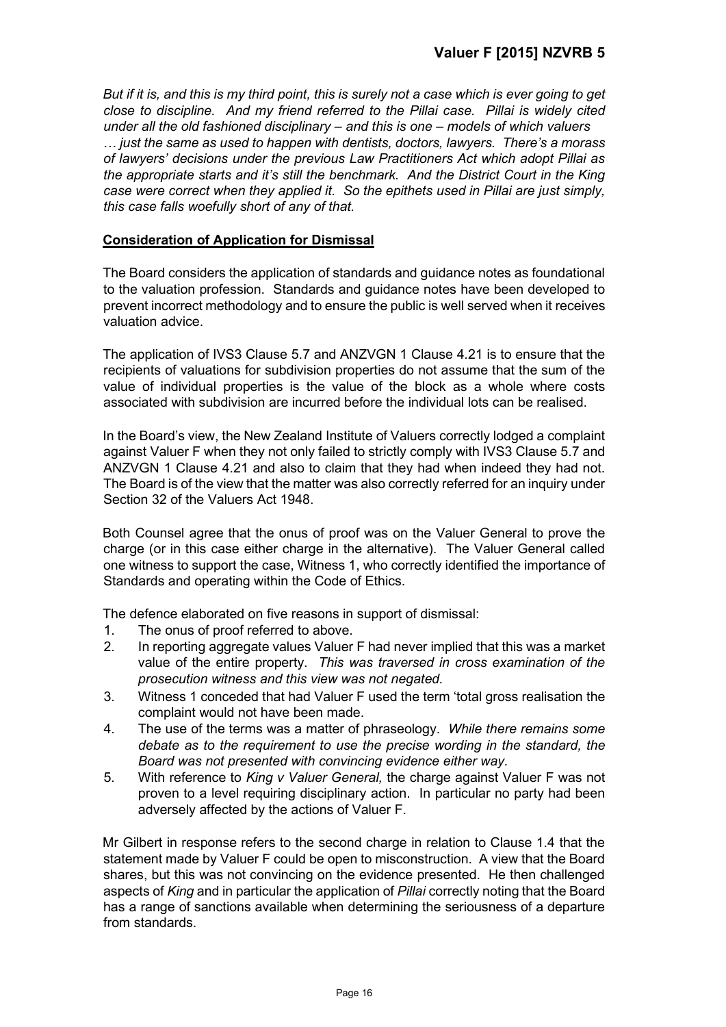*But if it is, and this is my third point, this is surely not a case which is ever going to get close to discipline. And my friend referred to the Pillai case. Pillai is widely cited under all the old fashioned disciplinary – and this is one – models of which valuers … just the same as used to happen with dentists, doctors, lawyers. There's a morass of lawyers' decisions under the previous Law Practitioners Act which adopt Pillai as the appropriate starts and it's still the benchmark. And the District Court in the King case were correct when they applied it. So the epithets used in Pillai are just simply, this case falls woefully short of any of that.*

**Consideration of Application for Dismissal**

The Board considers the application of standards and guidance notes as foundational to the valuation profession. Standards and guidance notes have been developed to prevent incorrect methodology and to ensure the public is well served when it receives valuation advice.

The application of IVS3 Clause 5.7 and ANZVGN 1 Clause 4.21 is to ensure that the recipients of valuations for subdivision properties do not assume that the sum of the value of individual properties is the value of the block as a whole where costs associated with subdivision are incurred before the individual lots can be realised.

In the Board's view, the New Zealand Institute of Valuers correctly lodged a complaint against Valuer F when they not only failed to strictly comply with IVS3 Clause 5.7 and ANZVGN 1 Clause 4.21 and also to claim that they had when indeed they had not. The Board is of the view that the matter was also correctly referred for an inquiry under Section 32 of the Valuers Act 1948.

Both Counsel agree that the onus of proof was on the Valuer General to prove the charge (or in this case either charge in the alternative). The Valuer General called one witness to support the case, Witness 1, who correctly identified the importance of Standards and operating within the Code of Ethics.

The defence elaborated on five reasons in support of dismissal:

1. The onus of proof referred to above.
2. In reporting aggregate values Valuer F had never implied that this was a market value of the entire property. *This was traversed in cross examination of the prosecution witness and this view was not negated.*
3. Witness 1 conceded that had Valuer F used the term 'total gross realisation the complaint would not have been made.
4. The use of the terms was a matter of phraseology. *While there remains some debate as to the requirement to use the precise wording in the standard, the Board was not presented with convincing evidence either way.*
5. With reference to *King v Valuer General,* the charge against Valuer F was not proven to a level requiring disciplinary action. In particular no party had been adversely affected by the actions of Valuer F.

Mr Gilbert in response refers to the second charge in relation to Clause 1.4 that the statement made by Valuer F could be open to misconstruction. A view that the Board shares, but this was not convincing on the evidence presented. He then challenged aspects of *King* and in particular the application of *Pillai* correctly noting that the Board has a range of sanctions available when determining the seriousness of a departure from standards.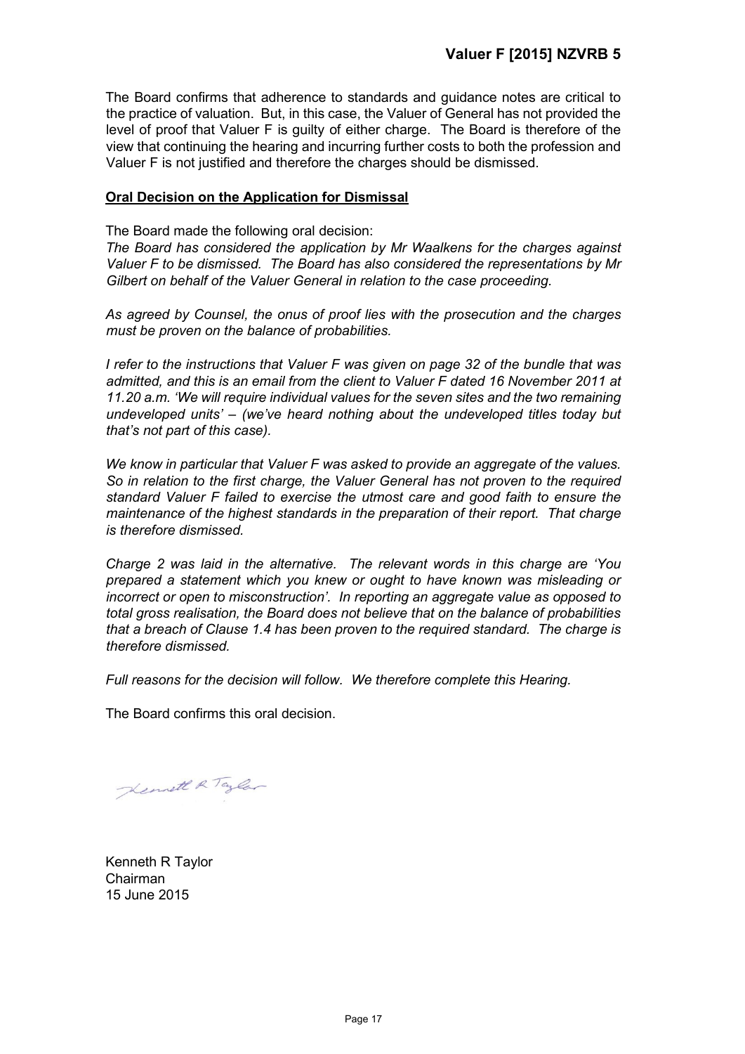The Board confirms that adherence to standards and guidance notes are critical to the practice of valuation. But, in this case, the Valuer of General has not provided the level of proof that Valuer F is guilty of either charge. The Board is therefore of the view that continuing the hearing and incurring further costs to both the profession and Valuer F is not justified and therefore the charges should be dismissed.

**Oral Decision on the Application for Dismissal**

The Board made the following oral decision:

*The Board has considered the application by Mr Waalkens for the charges against Valuer F to be dismissed. The Board has also considered the representations by Mr Gilbert on behalf of the Valuer General in relation to the case proceeding.*

*As agreed by Counsel, the onus of proof lies with the prosecution and the charges must be proven on the balance of probabilities.*

*I refer to the instructions that Valuer F was given on page 32 of the bundle that was admitted, and this is an email from the client to Valuer F dated 16 November 2011 at 11.20 a.m. 'We will require individual values for the seven sites and the two remaining undeveloped units' – (we've heard nothing about the undeveloped titles today but that's not part of this case).*

*We know in particular that Valuer F was asked to provide an aggregate of the values. So in relation to the first charge, the Valuer General has not proven to the required standard Valuer F failed to exercise the utmost care and good faith to ensure the maintenance of the highest standards in the preparation of their report. That charge is therefore dismissed.*

*Charge 2 was laid in the alternative. The relevant words in this charge are 'You prepared a statement which you knew or ought to have known was misleading or incorrect or open to misconstruction'. In reporting an aggregate value as opposed to total gross realisation, the Board does not believe that on the balance of probabilities that a breach of Clause 1.4 has been proven to the required standard. The charge is therefore dismissed.*

*Full reasons for the decision will follow. We therefore complete this Hearing.*

The Board confirms this oral decision.

Kenneth R Taylor
Chairman
15 June 2015